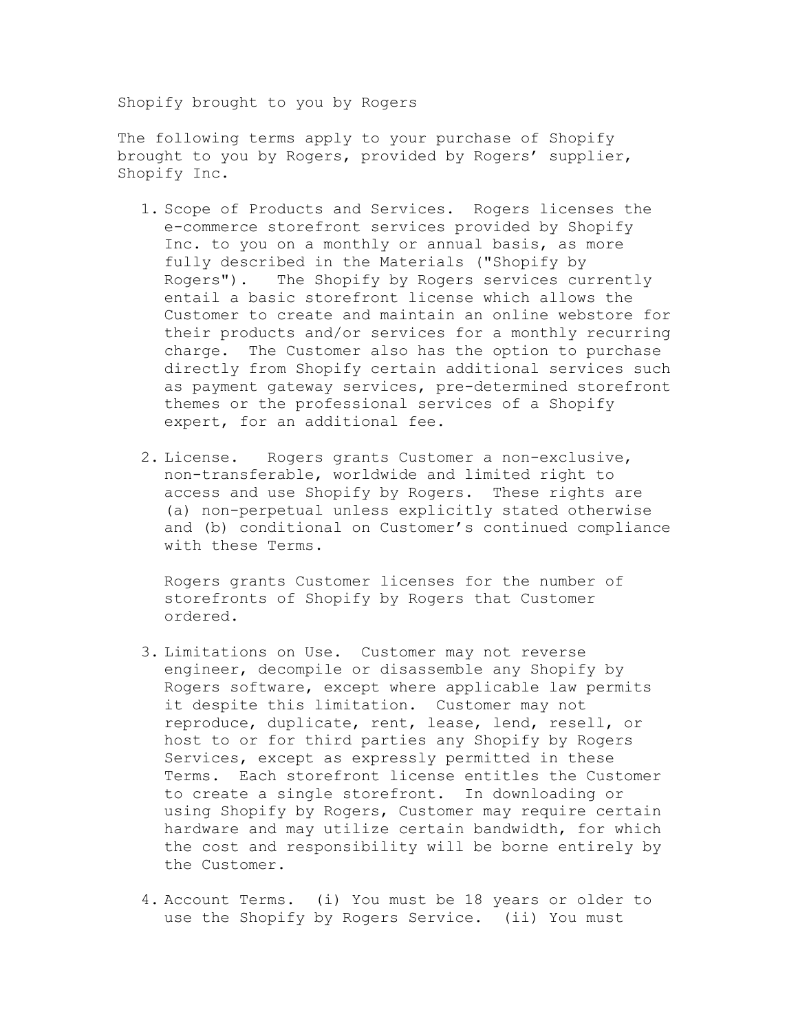Shopify brought to you by Rogers

The following terms apply to your purchase of Shopify brought to you by Rogers, provided by Rogers' supplier, Shopify Inc.

1. Scope of Products and Services. Rogers licenses the e-commerce storefront services provided by Shopify Inc. to you on a monthly or annual basis, as more fully described in the Materials ("Shopify by Rogers"). The Shopify by Rogers services currently entail a basic storefront license which allows the Customer to create and maintain an online webstore for their products and/or services for a monthly recurring charge. The Customer also has the option to purchase directly from Shopify certain additional services such as payment gateway services, pre-determined storefront themes or the professional services of a Shopify expert, for an additional fee.

2. License. Rogers grants Customer a non-exclusive, non-transferable, worldwide and limited right to access and use Shopify by Rogers. These rights are (a) non-perpetual unless explicitly stated otherwise and (b) conditional on Customer's continued compliance with these Terms.

   Rogers grants Customer licenses for the number of storefronts of Shopify by Rogers that Customer ordered.

3. Limitations on Use. Customer may not reverse engineer, decompile or disassemble any Shopify by Rogers software, except where applicable law permits it despite this limitation. Customer may not reproduce, duplicate, rent, lease, lend, resell, or host to or for third parties any Shopify by Rogers Services, except as expressly permitted in these Terms. Each storefront license entitles the Customer to create a single storefront. In downloading or using Shopify by Rogers, Customer may require certain hardware and may utilize certain bandwidth, for which the cost and responsibility will be borne entirely by the Customer.

4. Account Terms. (i) You must be 18 years or older to use the Shopify by Rogers Service. (ii) You must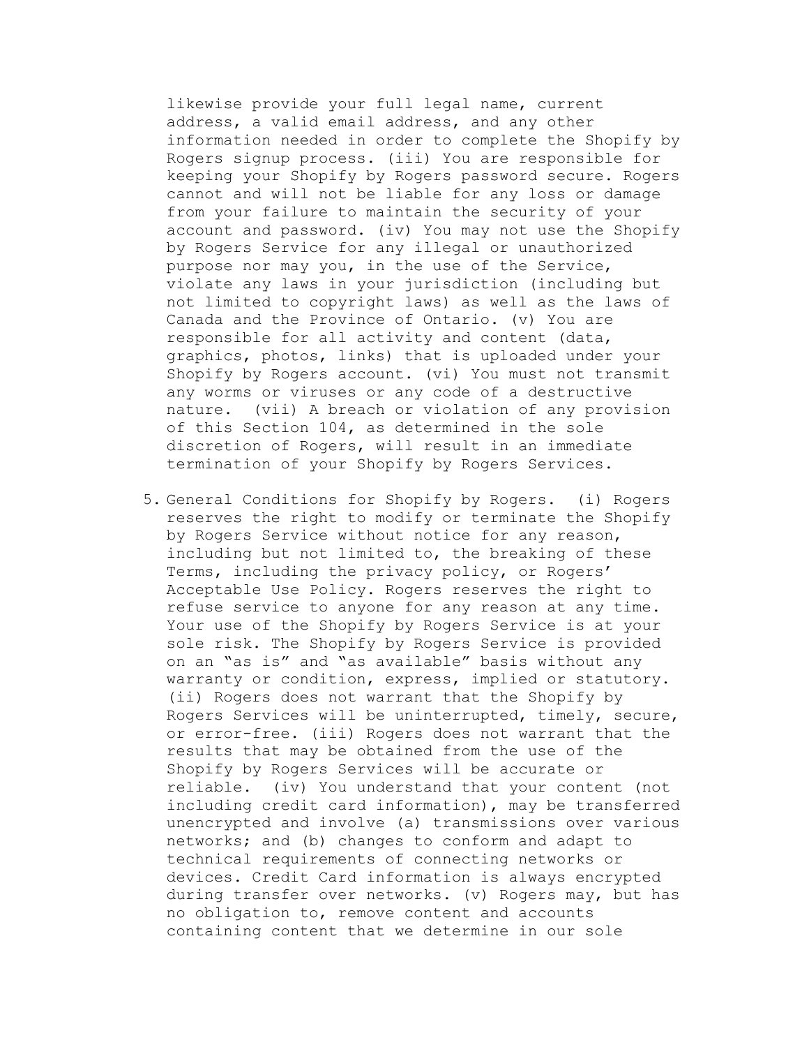likewise provide your full legal name, current address, a valid email address, and any other information needed in order to complete the Shopify by Rogers signup process. (iii) You are responsible for keeping your Shopify by Rogers password secure. Rogers cannot and will not be liable for any loss or damage from your failure to maintain the security of your account and password. (iv) You may not use the Shopify by Rogers Service for any illegal or unauthorized purpose nor may you, in the use of the Service, violate any laws in your jurisdiction (including but not limited to copyright laws) as well as the laws of Canada and the Province of Ontario. (v) You are responsible for all activity and content (data, graphics, photos, links) that is uploaded under your Shopify by Rogers account. (vi) You must not transmit any worms or viruses or any code of a destructive nature. (vii) A breach or violation of any provision of this Section 104, as determined in the sole discretion of Rogers, will result in an immediate termination of your Shopify by Rogers Services.

5. General Conditions for Shopify by Rogers. (i) Rogers reserves the right to modify or terminate the Shopify by Rogers Service without notice for any reason, including but not limited to, the breaking of these Terms, including the privacy policy, or Rogers' Acceptable Use Policy. Rogers reserves the right to refuse service to anyone for any reason at any time. Your use of the Shopify by Rogers Service is at your sole risk. The Shopify by Rogers Service is provided on an "as is" and "as available" basis without any warranty or condition, express, implied or statutory. (ii) Rogers does not warrant that the Shopify by Rogers Services will be uninterrupted, timely, secure, or error-free. (iii) Rogers does not warrant that the results that may be obtained from the use of the Shopify by Rogers Services will be accurate or reliable. (iv) You understand that your content (not including credit card information), may be transferred unencrypted and involve (a) transmissions over various networks; and (b) changes to conform and adapt to technical requirements of connecting networks or devices. Credit Card information is always encrypted during transfer over networks. (v) Rogers may, but has no obligation to, remove content and accounts containing content that we determine in our sole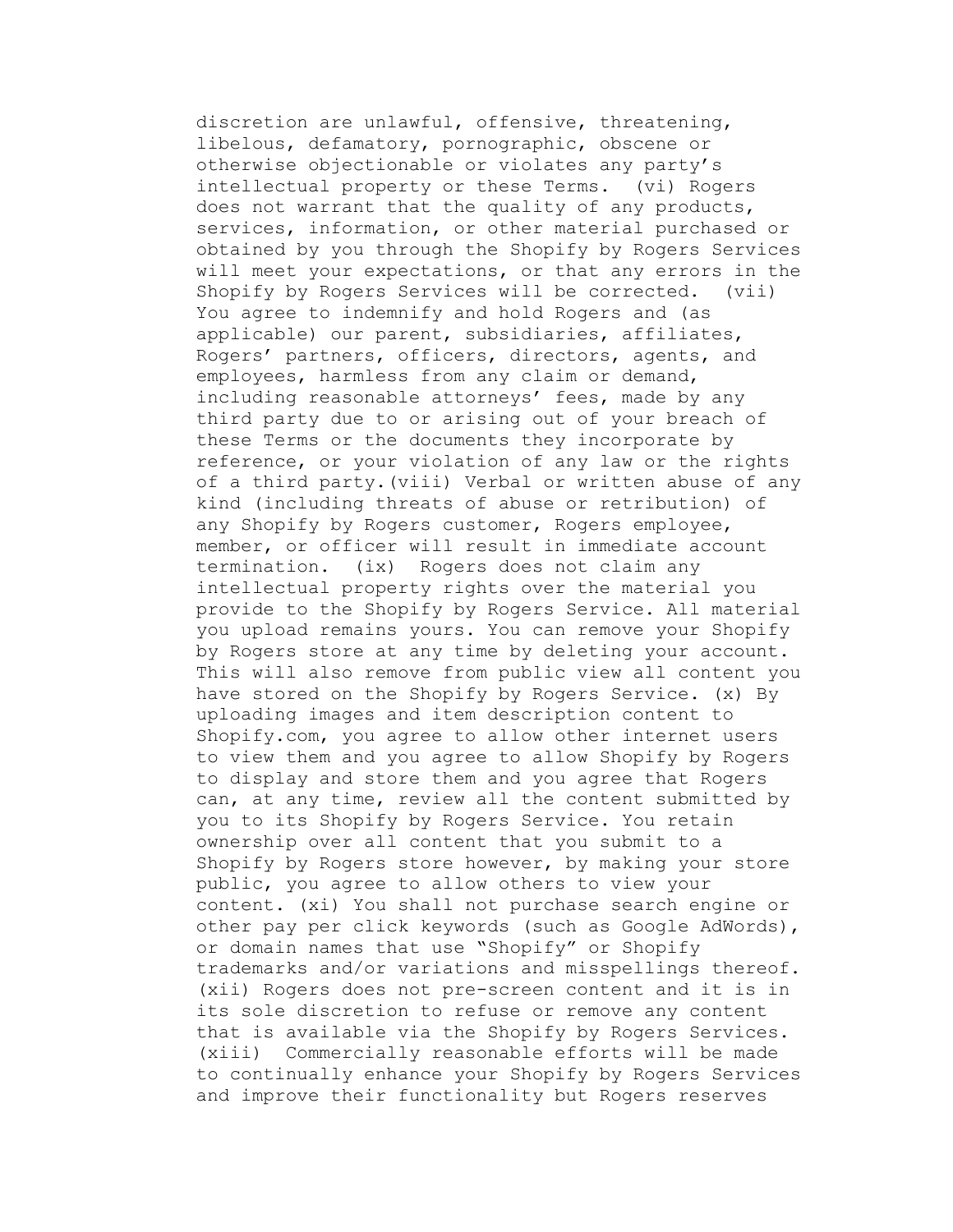discretion are unlawful, offensive, threatening, libelous, defamatory, pornographic, obscene or otherwise objectionable or violates any party's intellectual property or these Terms. (vi) Rogers does not warrant that the quality of any products, services, information, or other material purchased or obtained by you through the Shopify by Rogers Services will meet your expectations, or that any errors in the Shopify by Rogers Services will be corrected. (vii) You agree to indemnify and hold Rogers and (as applicable) our parent, subsidiaries, affiliates, Rogers' partners, officers, directors, agents, and employees, harmless from any claim or demand, including reasonable attorneys' fees, made by any third party due to or arising out of your breach of these Terms or the documents they incorporate by reference, or your violation of any law or the rights of a third party.(viii) Verbal or written abuse of any kind (including threats of abuse or retribution) of any Shopify by Rogers customer, Rogers employee, member, or officer will result in immediate account termination. (ix) Rogers does not claim any intellectual property rights over the material you provide to the Shopify by Rogers Service. All material you upload remains yours. You can remove your Shopify by Rogers store at any time by deleting your account. This will also remove from public view all content you have stored on the Shopify by Rogers Service. (x) By uploading images and item description content to Shopify.com, you agree to allow other internet users to view them and you agree to allow Shopify by Rogers to display and store them and you agree that Rogers can, at any time, review all the content submitted by you to its Shopify by Rogers Service. You retain ownership over all content that you submit to a Shopify by Rogers store however, by making your store public, you agree to allow others to view your content. (xi) You shall not purchase search engine or other pay per click keywords (such as Google AdWords), or domain names that use "Shopify" or Shopify trademarks and/or variations and misspellings thereof. (xii) Rogers does not pre-screen content and it is in its sole discretion to refuse or remove any content that is available via the Shopify by Rogers Services. (xiii) Commercially reasonable efforts will be made to continually enhance your Shopify by Rogers Services and improve their functionality but Rogers reserves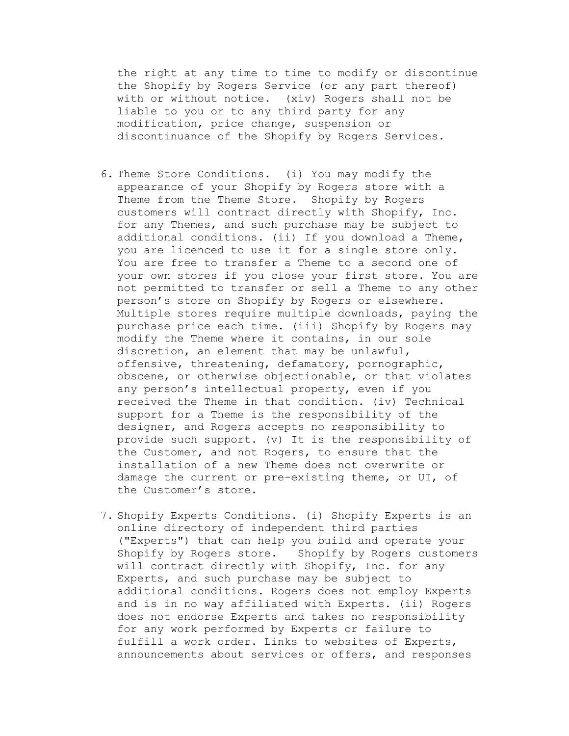the right at any time to time to modify or discontinue the Shopify by Rogers Service (or any part thereof) with or without notice. (xiv) Rogers shall not be liable to you or to any third party for any modification, price change, suspension or discontinuance of the Shopify by Rogers Services.

6. Theme Store Conditions. (i) You may modify the appearance of your Shopify by Rogers store with a Theme from the Theme Store. Shopify by Rogers customers will contract directly with Shopify, Inc. for any Themes, and such purchase may be subject to additional conditions. (ii) If you download a Theme, you are licenced to use it for a single store only. You are free to transfer a Theme to a second one of your own stores if you close your first store. You are not permitted to transfer or sell a Theme to any other person's store on Shopify by Rogers or elsewhere. Multiple stores require multiple downloads, paying the purchase price each time. (iii) Shopify by Rogers may modify the Theme where it contains, in our sole discretion, an element that may be unlawful, offensive, threatening, defamatory, pornographic, obscene, or otherwise objectionable, or that violates any person's intellectual property, even if you received the Theme in that condition. (iv) Technical support for a Theme is the responsibility of the designer, and Rogers accepts no responsibility to provide such support. (v) It is the responsibility of the Customer, and not Rogers, to ensure that the installation of a new Theme does not overwrite or damage the current or pre-existing theme, or UI, of the Customer's store.

7. Shopify Experts Conditions. (i) Shopify Experts is an online directory of independent third parties ("Experts") that can help you build and operate your Shopify by Rogers store. Shopify by Rogers customers will contract directly with Shopify, Inc. for any Experts, and such purchase may be subject to additional conditions. Rogers does not employ Experts and is in no way affiliated with Experts. (ii) Rogers does not endorse Experts and takes no responsibility for any work performed by Experts or failure to fulfill a work order. Links to websites of Experts, announcements about services or offers, and responses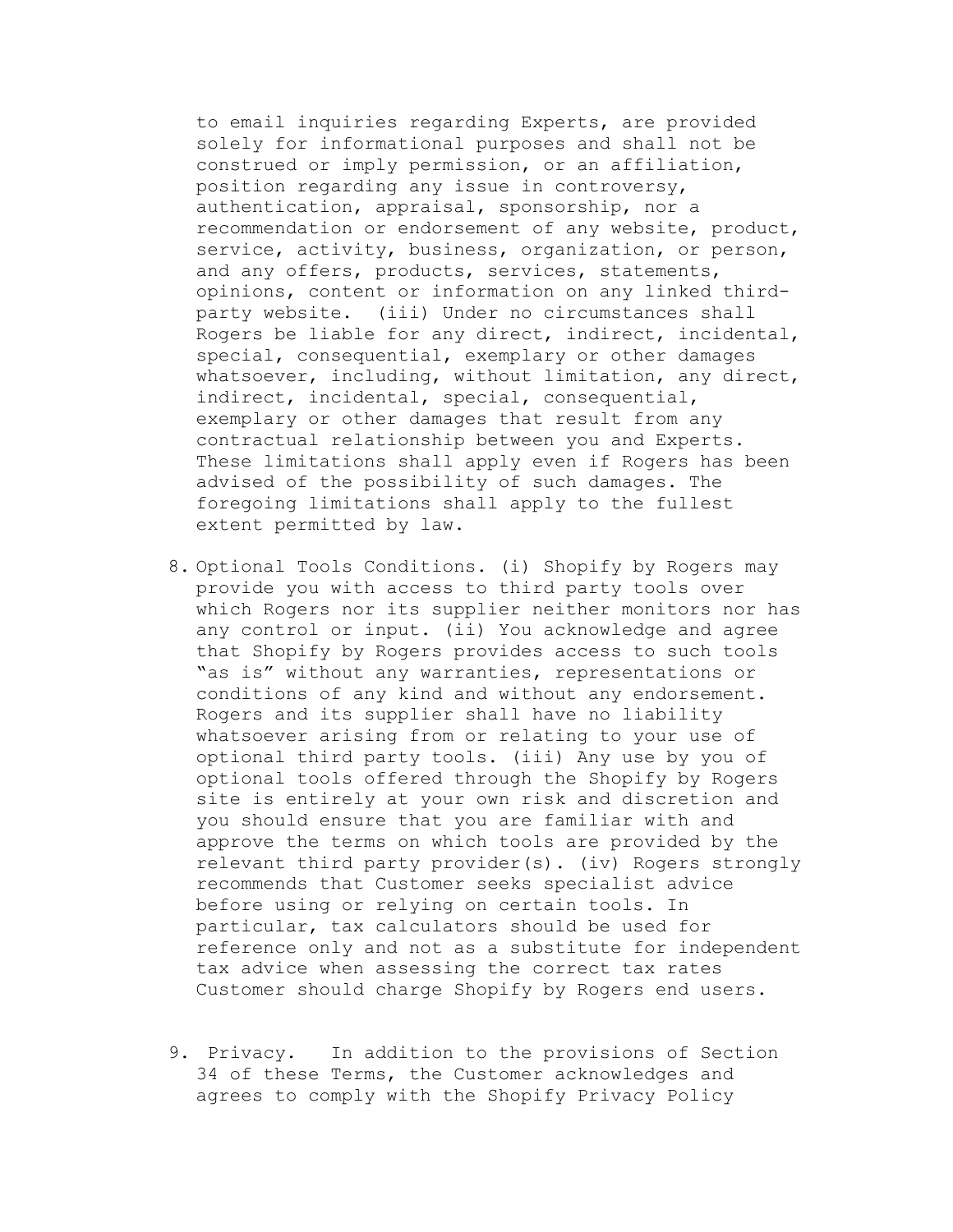to email inquiries regarding Experts, are provided solely for informational purposes and shall not be construed or imply permission, or an affiliation, position regarding any issue in controversy, authentication, appraisal, sponsorship, nor a recommendation or endorsement of any website, product, service, activity, business, organization, or person, and any offers, products, services, statements, opinions, content or information on any linked third-party website. (iii) Under no circumstances shall Rogers be liable for any direct, indirect, incidental, special, consequential, exemplary or other damages whatsoever, including, without limitation, any direct, indirect, incidental, special, consequential, exemplary or other damages that result from any contractual relationship between you and Experts. These limitations shall apply even if Rogers has been advised of the possibility of such damages. The foregoing limitations shall apply to the fullest extent permitted by law.

8. Optional Tools Conditions. (i) Shopify by Rogers may provide you with access to third party tools over which Rogers nor its supplier neither monitors nor has any control or input. (ii) You acknowledge and agree that Shopify by Rogers provides access to such tools "as is" without any warranties, representations or conditions of any kind and without any endorsement. Rogers and its supplier shall have no liability whatsoever arising from or relating to your use of optional third party tools. (iii) Any use by you of optional tools offered through the Shopify by Rogers site is entirely at your own risk and discretion and you should ensure that you are familiar with and approve the terms on which tools are provided by the relevant third party provider(s). (iv) Rogers strongly recommends that Customer seeks specialist advice before using or relying on certain tools. In particular, tax calculators should be used for reference only and not as a substitute for independent tax advice when assessing the correct tax rates Customer should charge Shopify by Rogers end users.

9. Privacy. In addition to the provisions of Section 34 of these Terms, the Customer acknowledges and agrees to comply with the Shopify Privacy Policy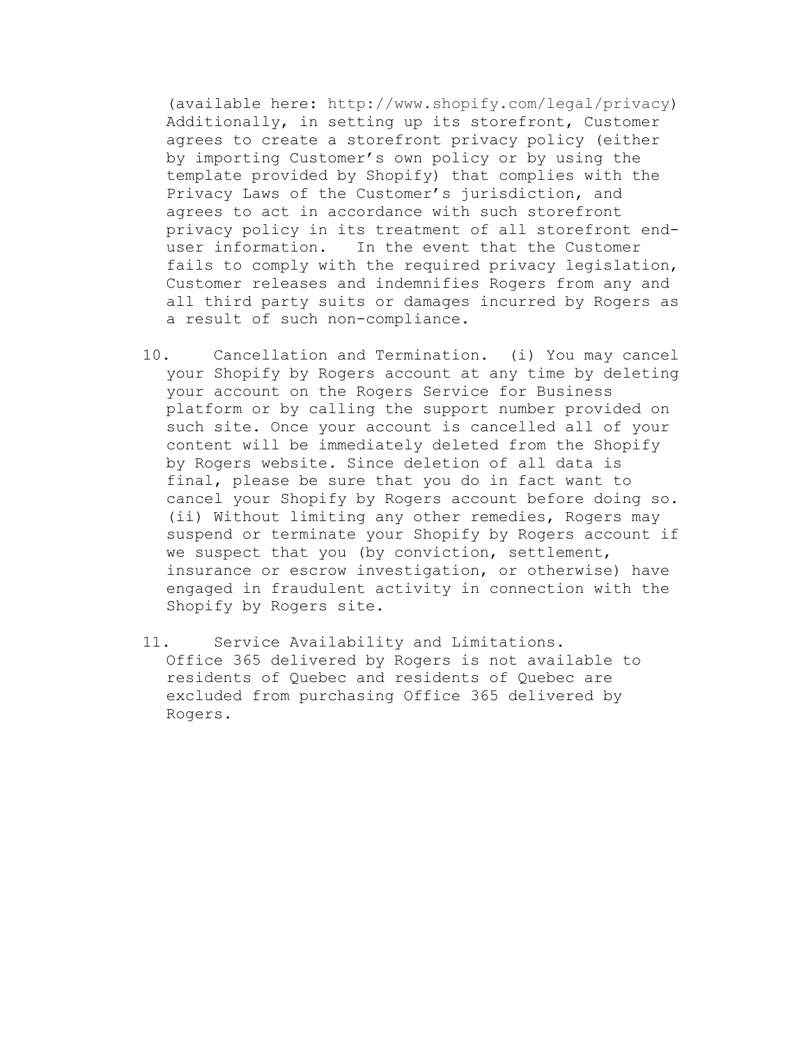(available here: http://www.shopify.com/legal/privacy) Additionally, in setting up its storefront, Customer agrees to create a storefront privacy policy (either by importing Customer's own policy or by using the template provided by Shopify) that complies with the Privacy Laws of the Customer's jurisdiction, and agrees to act in accordance with such storefront privacy policy in its treatment of all storefront end-user information. In the event that the Customer fails to comply with the required privacy legislation, Customer releases and indemnifies Rogers from any and all third party suits or damages incurred by Rogers as a result of such non-compliance.

10. Cancellation and Termination. (i) You may cancel your Shopify by Rogers account at any time by deleting your account on the Rogers Service for Business platform or by calling the support number provided on such site. Once your account is cancelled all of your content will be immediately deleted from the Shopify by Rogers website. Since deletion of all data is final, please be sure that you do in fact want to cancel your Shopify by Rogers account before doing so. (ii) Without limiting any other remedies, Rogers may suspend or terminate your Shopify by Rogers account if we suspect that you (by conviction, settlement, insurance or escrow investigation, or otherwise) have engaged in fraudulent activity in connection with the Shopify by Rogers site.

11. Service Availability and Limitations. Office 365 delivered by Rogers is not available to residents of Quebec and residents of Quebec are excluded from purchasing Office 365 delivered by Rogers.